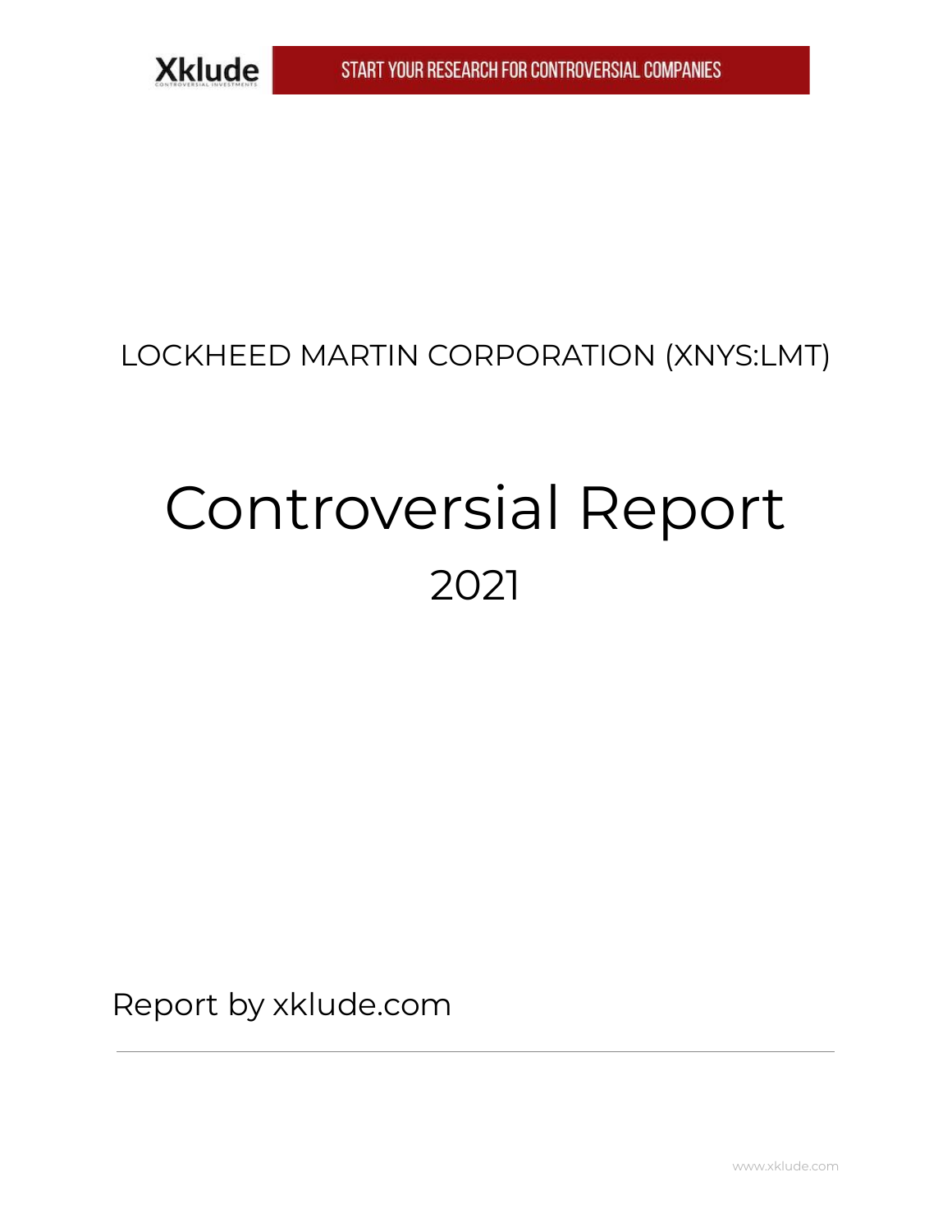Xklude

START YOUR RESEARCH FOR CONTROVERSIAL COMPANIES

LOCKHEED MARTIN CORPORATION (XNYS:LMT)

# Controversial Report

2021

Report by xklude.com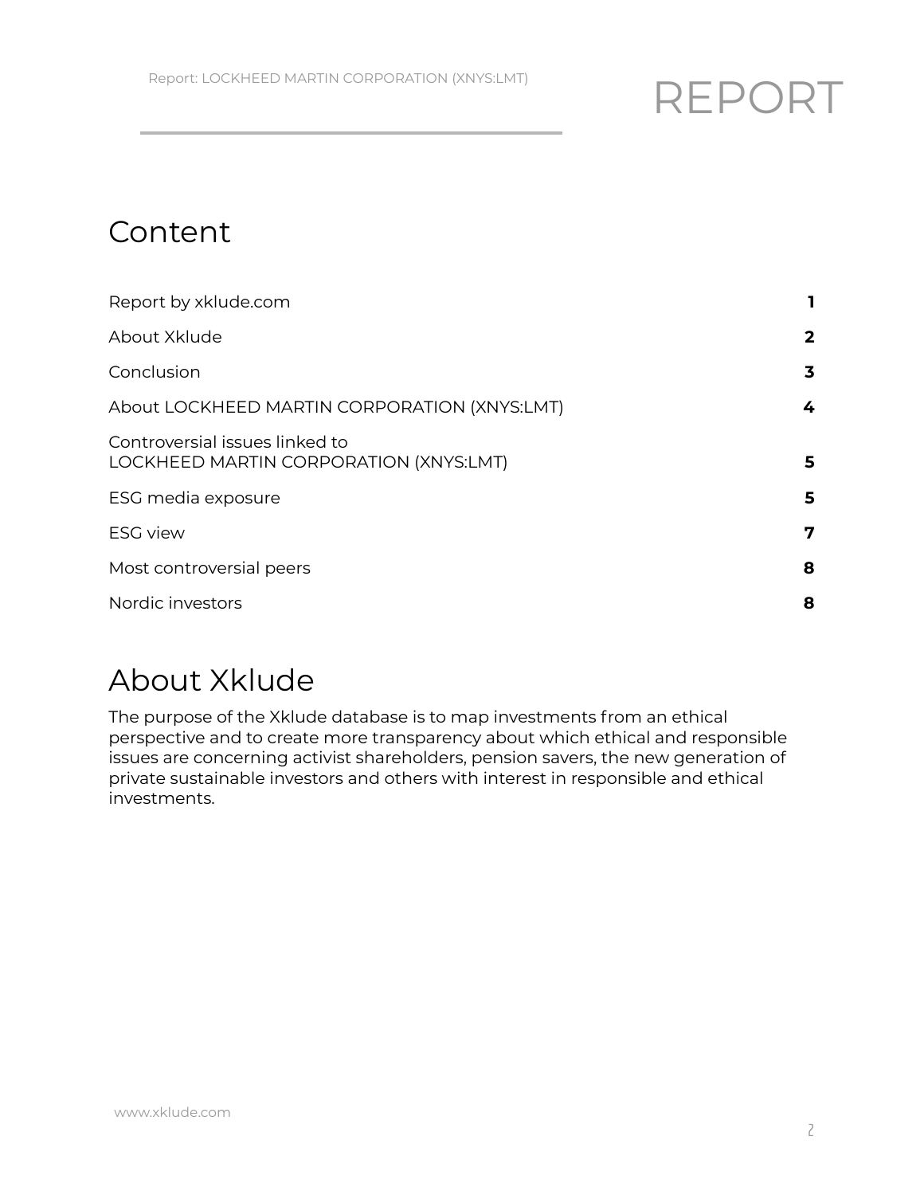# Content

| | |
|---|---|
| Report by xklude.com | **1** |
| About Xklude | **2** |
| Conclusion | **3** |
| About LOCKHEED MARTIN CORPORATION (XNYS:LMT) | **4** |
| Controversial issues linked to LOCKHEED MARTIN CORPORATION (XNYS:LMT) | **5** |
| ESG media exposure | **5** |
| ESG view | **7** |
| Most controversial peers | **8** |
| Nordic investors | **8** |

# About Xklude

The purpose of the Xklude database is to map investments from an ethical perspective and to create more transparency about which ethical and responsible issues are concerning activist shareholders, pension savers, the new generation of private sustainable investors and others with interest in responsible and ethical investments.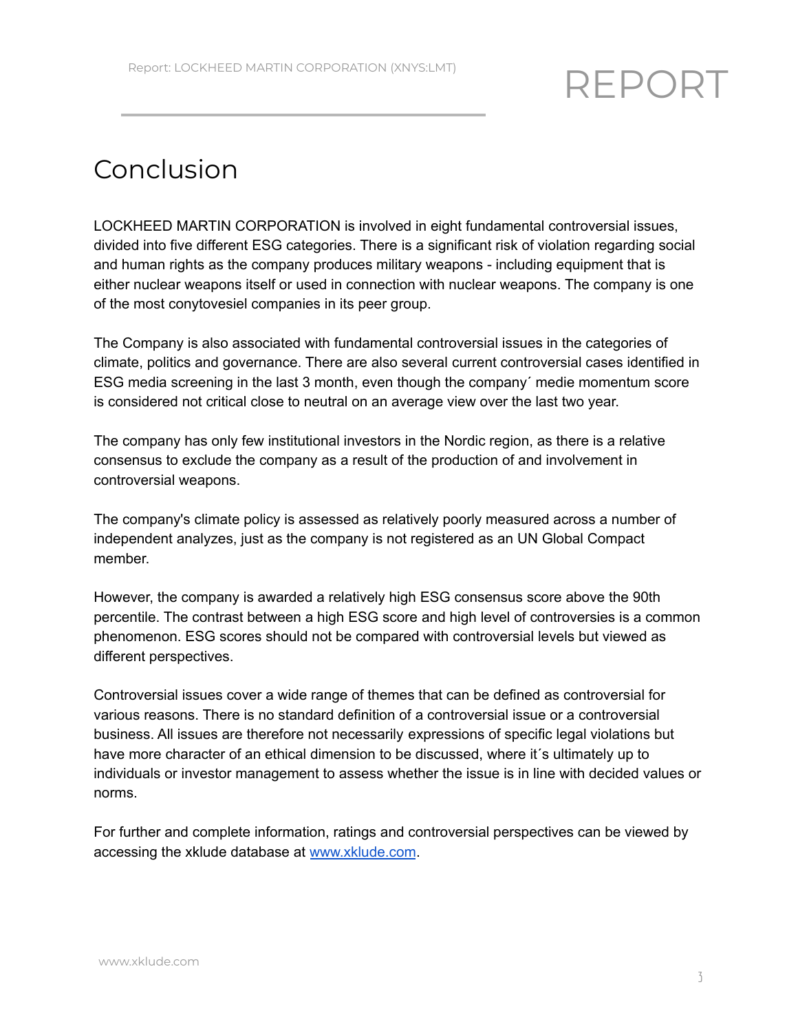# Conclusion

LOCKHEED MARTIN CORPORATION is involved in eight fundamental controversial issues, divided into five different ESG categories. There is a significant risk of violation regarding social and human rights as the company produces military weapons - including equipment that is either nuclear weapons itself or used in connection with nuclear weapons. The company is one of the most conytovesiel companies in its peer group.

The Company is also associated with fundamental controversial issues in the categories of climate, politics and governance. There are also several current controversial cases identified in ESG media screening in the last 3 month, even though the company´ medie momentum score is considered not critical close to neutral on an average view over the last two year.

The company has only few institutional investors in the Nordic region, as there is a relative consensus to exclude the company as a result of the production of and involvement in controversial weapons.

The company's climate policy is assessed as relatively poorly measured across a number of independent analyzes, just as the company is not registered as an UN Global Compact member.

However, the company is awarded a relatively high ESG consensus score above the 90th percentile. The contrast between a high ESG score and high level of controversies is a common phenomenon. ESG scores should not be compared with controversial levels but viewed as different perspectives.

Controversial issues cover a wide range of themes that can be defined as controversial for various reasons. There is no standard definition of a controversial issue or a controversial business. All issues are therefore not necessarily expressions of specific legal violations but have more character of an ethical dimension to be discussed, where it´s ultimately up to individuals or investor management to assess whether the issue is in line with decided values or norms.

For further and complete information, ratings and controversial perspectives can be viewed by accessing the xklude database at [www.xklude.com](http://www.xklude.com).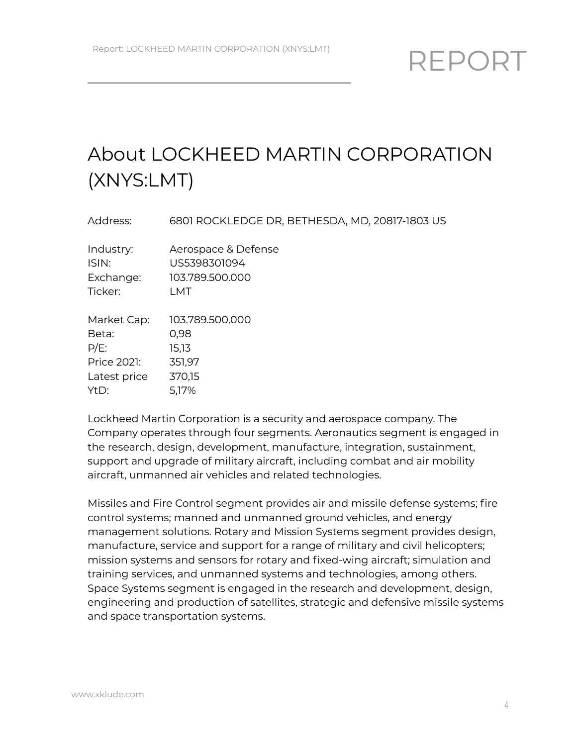# About LOCKHEED MARTIN CORPORATION (XNYS:LMT)

| | |
|---|---|
| Address: | 6801 ROCKLEDGE DR, BETHESDA, MD, 20817-1803 US |

| | |
|---|---|
| Industry: | Aerospace & Defense |
| ISIN: | US5398301094 |
| Exchange: | 103.789.500.000 |
| Ticker: | LMT |

| | |
|---|---|
| Market Cap: | 103.789.500.000 |
| Beta: | 0,98 |
| P/E: | 15,13 |
| Price 2021: | 351,97 |
| Latest price | 370,15 |
| YtD: | 5,17% |

Lockheed Martin Corporation is a security and aerospace company. The Company operates through four segments. Aeronautics segment is engaged in the research, design, development, manufacture, integration, sustainment, support and upgrade of military aircraft, including combat and air mobility aircraft, unmanned air vehicles and related technologies.

Missiles and Fire Control segment provides air and missile defense systems; fire control systems; manned and unmanned ground vehicles, and energy management solutions. Rotary and Mission Systems segment provides design, manufacture, service and support for a range of military and civil helicopters; mission systems and sensors for rotary and fixed-wing aircraft; simulation and training services, and unmanned systems and technologies, among others. Space Systems segment is engaged in the research and development, design, engineering and production of satellites, strategic and defensive missile systems and space transportation systems.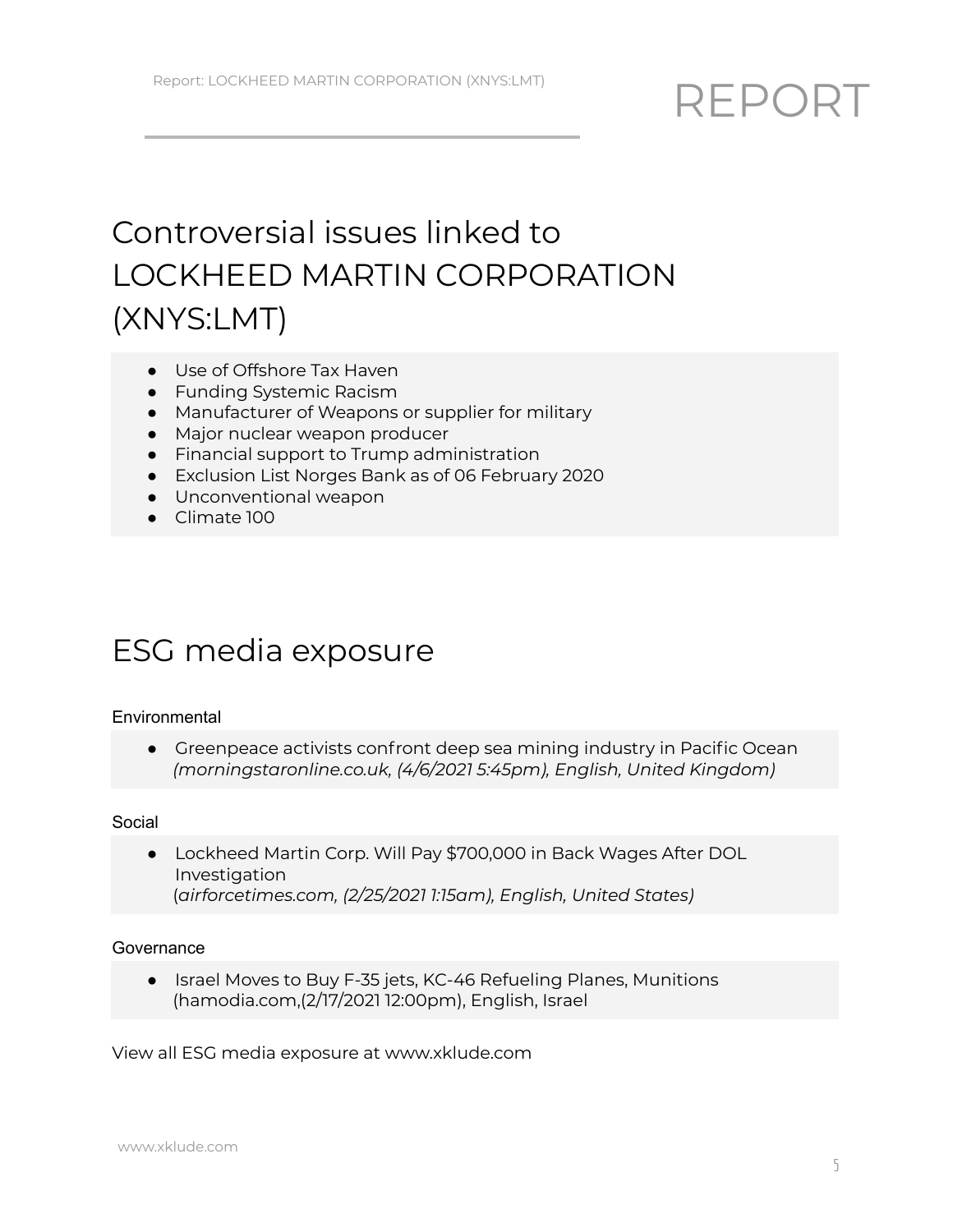# Controversial issues linked to LOCKHEED MARTIN CORPORATION (XNYS:LMT)

- Use of Offshore Tax Haven
- Funding Systemic Racism
- Manufacturer of Weapons or supplier for military
- Major nuclear weapon producer
- Financial support to Trump administration
- Exclusion List Norges Bank as of 06 February 2020
- Unconventional weapon
- Climate 100

# ESG media exposure

Environmental

- Greenpeace activists confront deep sea mining industry in Pacific Ocean *(morningstaronline.co.uk, (4/6/2021 5:45pm), English, United Kingdom)*

Social

- Lockheed Martin Corp. Will Pay $700,000 in Back Wages After DOL Investigation *(airforcetimes.com, (2/25/2021 1:15am), English, United States)*

Governance

- Israel Moves to Buy F-35 jets, KC-46 Refueling Planes, Munitions (hamodia.com,(2/17/2021 12:00pm), English, Israel

View all ESG media exposure at www.xklude.com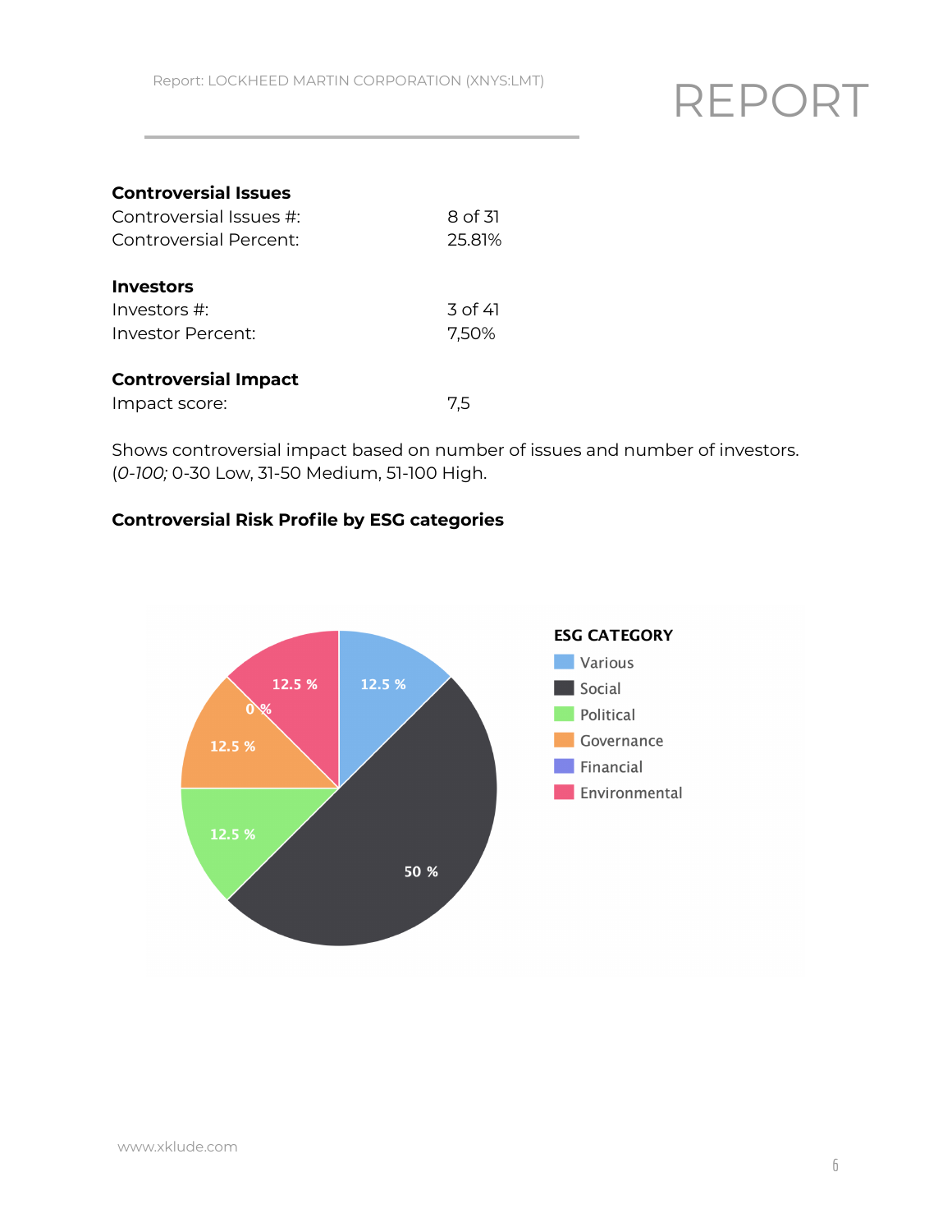### Controversial Issues

Controversial Issues #: 8 of 31

Controversial Percent: 25.81%

### Investors

Investors #: 3 of 41

Investor Percent: 7,50%

### Controversial Impact

Impact score: 7,5

Shows controversial impact based on number of issues and number of investors. (*0-100;* 0-30 Low, 31-50 Medium, 51-100 High.

### Controversial Risk Profile by ESG categories

12.5 %
12.5 %
0 %
12.5 %
12.5 %
50 %

ESG CATEGORY
Various
Social
Political
Governance
Financial
Environmental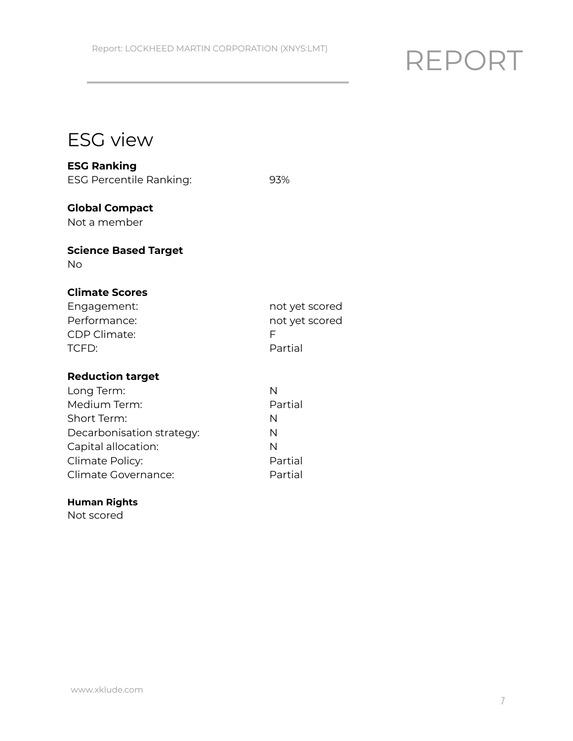# ESG view

**ESG Ranking**

| | |
|---|---|
| ESG Percentile Ranking: | 93% |

**Global Compact**

Not a member

**Science Based Target**

No

**Climate Scores**

| | |
|---|---|
| Engagement: | not yet scored |
| Performance: | not yet scored |
| CDP Climate: | F |
| TCFD: | Partial |

**Reduction target**

| | |
|---|---|
| Long Term: | N |
| Medium Term: | Partial |
| Short Term: | N |
| Decarbonisation strategy: | N |
| Capital allocation: | N |
| Climate Policy: | Partial |
| Climate Governance: | Partial |

**Human Rights**

Not scored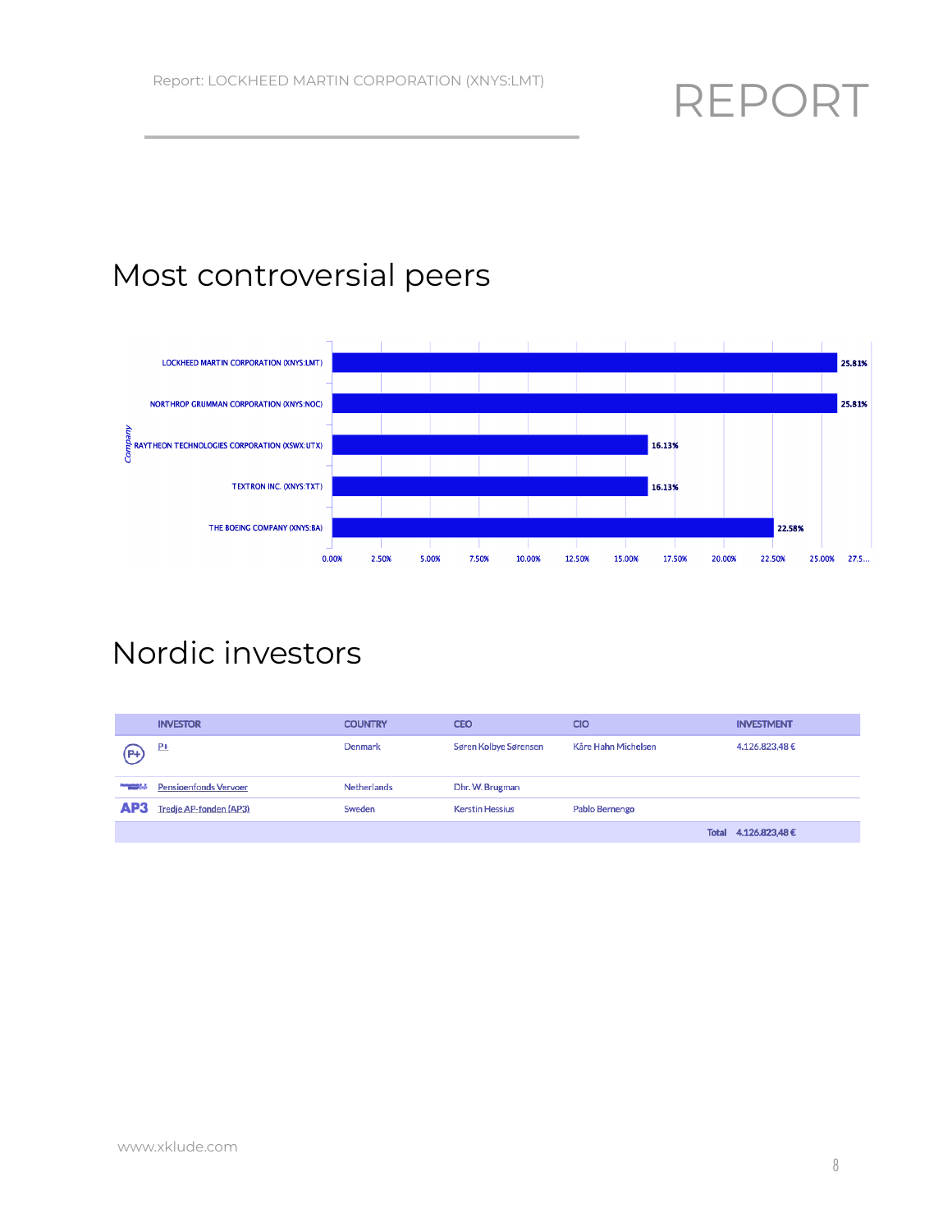# Most controversial peers

Company

LOCKHEED MARTIN CORPORATION (XNYS:LMT)
NORTHROP GRUMMAN CORPORATION (XNYS:NOC)
RAYTHEON TECHNOLOGIES CORPORATION (XSWX:UTX)
TEXTRON INC. (XNYS:TXT)
THE BOEING COMPANY (XNYS:BA)

25.81%
25.81%
16.13%
16.13%
22.58%

0.00% 2.50% 5.00% 7.50% 10.00% 12.50% 15.00% 17.50% 20.00% 22.50% 25.00% 27.5...

# Nordic investors

| | INVESTOR | COUNTRY | CEO | CIO | INVESTMENT |
|---|---|---|---|---|---|
| | P+ | Denmark | Søren Kolbye Sørensen | Kåre Hahn Michelsen | 4.126.823,48 € |
| | Pensioenfonds Vervoer | Netherlands | Dhr. W. Brugman | | |
| AP3 | Tredje AP-fonden (AP3) | Sweden | Kerstin Hessius | Pablo Bernengo | |
| | | | | Total | 4.126.823,48 € |

www.xklude.com